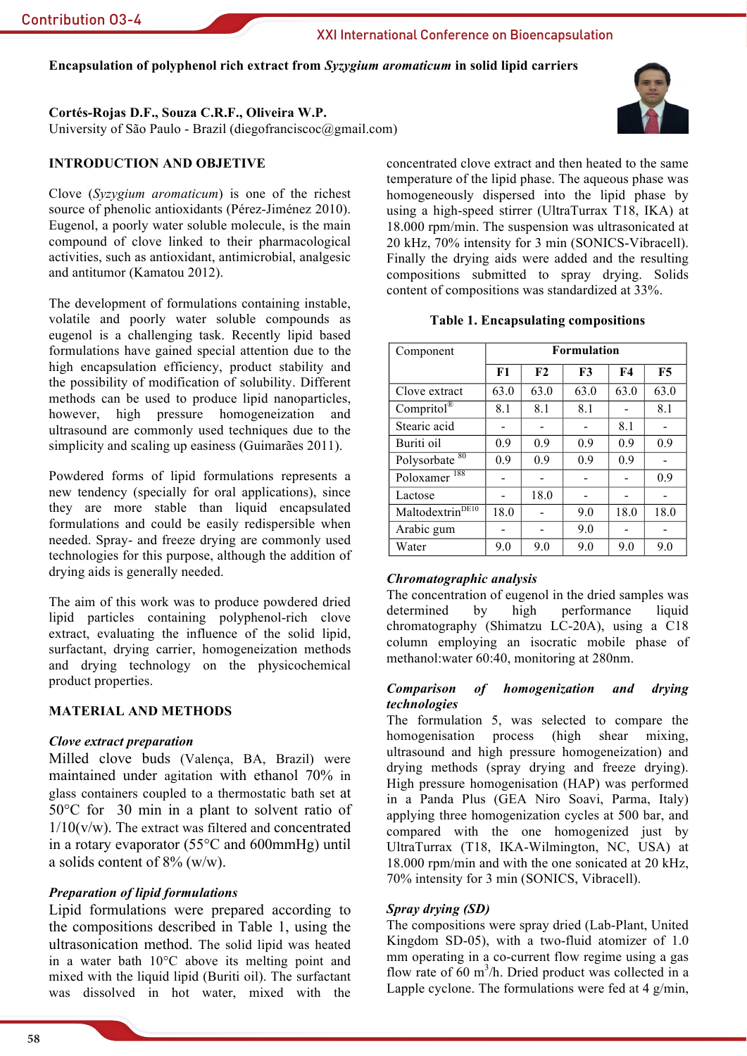### Encapsulation of polyphenol rich extract from *Syzygium aromaticum* in solid lipid carriers

**Cortés-Rojas D.F., Souza C.R.F., Oliveira W.P.**
University of São Paulo - Brazil (diegofranciscoc@gmail.com)

## INTRODUCTION AND OBJETIVE

Clove (*Syzygium aromaticum*) is one of the richest source of phenolic antioxidants (Pérez-Jiménez 2010). Eugenol, a poorly water soluble molecule, is the main compound of clove linked to their pharmacological activities, such as antioxidant, antimicrobial, analgesic and antitumor (Kamatou 2012).

The development of formulations containing instable, volatile and poorly water soluble compounds as eugenol is a challenging task. Recently lipid based formulations have gained special attention due to the high encapsulation efficiency, product stability and the possibility of modification of solubility. Different methods can be used to produce lipid nanoparticles, however, high pressure homogeneization and ultrasound are commonly used techniques due to the simplicity and scaling up easiness (Guimarães 2011).

Powdered forms of lipid formulations represents a new tendency (specially for oral applications), since they are more stable than liquid encapsulated formulations and could be easily redispersible when needed. Spray- and freeze drying are commonly used technologies for this purpose, although the addition of drying aids is generally needed.

The aim of this work was to produce powdered dried lipid particles containing polyphenol-rich clove extract, evaluating the influence of the solid lipid, surfactant, drying carrier, homogeneization methods and drying technology on the physicochemical product properties.

## MATERIAL AND METHODS

### *Clove extract preparation*

Milled clove buds (Valença, BA, Brazil) were maintained under agitation with ethanol 70% in glass containers coupled to a thermostatic bath set at 50°C for 30 min in a plant to solvent ratio of 1/10(v/w). The extract was filtered and concentrated in a rotary evaporator (55°C and 600mmHg) until a solids content of 8% (w/w).

### *Preparation of lipid formulations*

Lipid formulations were prepared according to the compositions described in Table 1, using the ultrasonication method. The solid lipid was heated in a water bath 10°C above its melting point and mixed with the liquid lipid (Buriti oil). The surfactant was dissolved in hot water, mixed with the concentrated clove extract and then heated to the same temperature of the lipid phase. The aqueous phase was homogeneously dispersed into the lipid phase by using a high-speed stirrer (UltraTurrax T18, IKA) at 18.000 rpm/min. The suspension was ultrasonicated at 20 kHz, 70% intensity for 3 min (SONICS-Vibracell). Finally the drying aids were added and the resulting compositions submitted to spray drying. Solids content of compositions was standardized at 33%.

**Table 1. Encapsulating compositions**

| Component | Formulation | | | | |
|---|---|---|---|---|---|
| | F1 | F2 | F3 | F4 | F5 |
| Clove extract | 63.0 | 63.0 | 63.0 | 63.0 | 63.0 |
| Compritol® | 8.1 | 8.1 | 8.1 | - | 8.1 |
| Stearic acid | - | - | - | 8.1 | - |
| Buriti oil | 0.9 | 0.9 | 0.9 | 0.9 | 0.9 |
| Polysorbate 80 | 0.9 | 0.9 | 0.9 | 0.9 | - |
| Poloxamer 188 | - | - | - | - | 0.9 |
| Lactose | - | 18.0 | - | - | - |
| Maltodextrin DE10 | 18.0 | - | 9.0 | 18.0 | 18.0 |
| Arabic gum | - | - | 9.0 | - | - |
| Water | 9.0 | 9.0 | 9.0 | 9.0 | 9.0 |

### *Chromatographic analysis*

The concentration of eugenol in the dried samples was determined by high performance liquid chromatography (Shimatzu LC-20A), using a C18 column employing an isocratic mobile phase of methanol:water 60:40, monitoring at 280nm.

### *Comparison of homogenization and drying technologies*

The formulation 5, was selected to compare the homogenisation process (high shear mixing, ultrasound and high pressure homogeneization) and drying methods (spray drying and freeze drying). High pressure homogenisation (HAP) was performed in a Panda Plus (GEA Niro Soavi, Parma, Italy) applying three homogenization cycles at 500 bar, and compared with the one homogenized just by UltraTurrax (T18, IKA-Wilmington, NC, USA) at 18.000 rpm/min and with the one sonicated at 20 kHz, 70% intensity for 3 min (SONICS, Vibracell).

### *Spray drying (SD)*

The compositions were spray dried (Lab-Plant, United Kingdom SD-05), with a two-fluid atomizer of 1.0 mm operating in a co-current flow regime using a gas flow rate of 60 $m^3$/h. Dried product was collected in a Lapple cyclone. The formulations were fed at 4 g/min,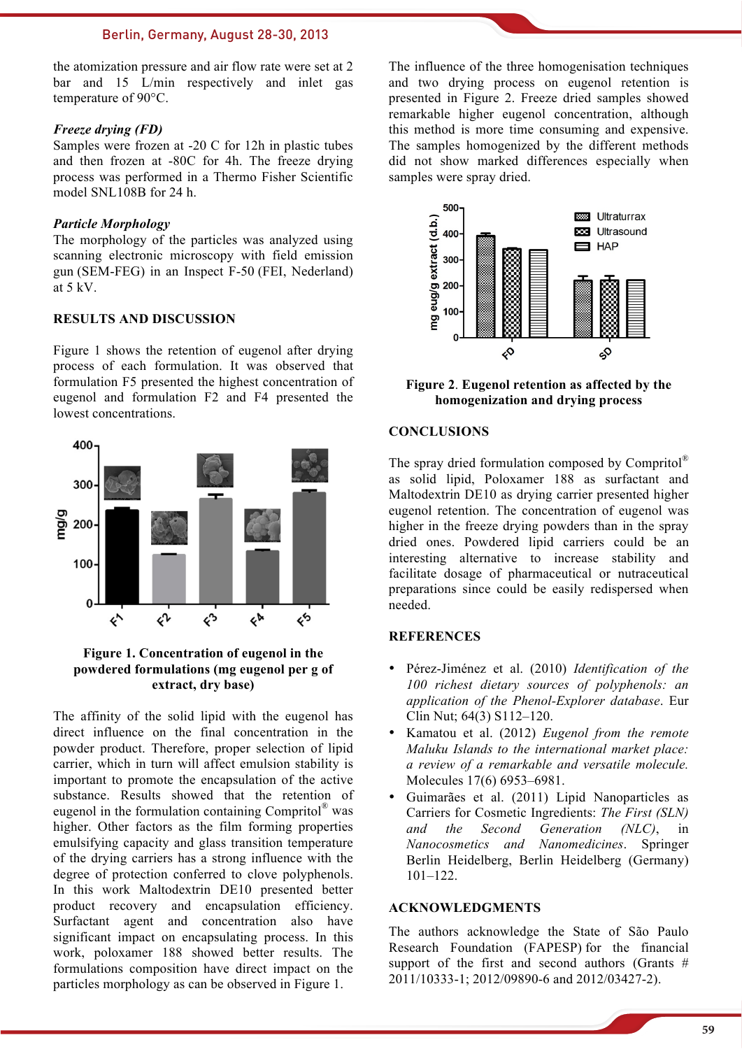the atomization pressure and air flow rate were set at 2 bar and 15 L/min respectively and inlet gas temperature of 90°C.

***Freeze drying (FD)***

Samples were frozen at -20 C for 12h in plastic tubes and then frozen at -80C for 4h. The freeze drying process was performed in a Thermo Fisher Scientific model SNL108B for 24 h.

***Particle Morphology***

The morphology of the particles was analyzed using scanning electronic microscopy with field emission gun (SEM-FEG) in an Inspect F-50 (FEI, Nederland) at 5 kV.

## RESULTS AND DISCUSSION

Figure 1 shows the retention of eugenol after drying process of each formulation. It was observed that formulation F5 presented the highest concentration of eugenol and formulation F2 and F4 presented the lowest concentrations.

mg/g
400
300
200
100
0
F1
F2
F3
F4
F5

**Figure 1. Concentration of eugenol in the powdered formulations (mg eugenol per g of extract, dry base)**

The affinity of the solid lipid with the eugenol has direct influence on the final concentration in the powder product. Therefore, proper selection of lipid carrier, which in turn will affect emulsion stability is important to promote the encapsulation of the active substance. Results showed that the retention of eugenol in the formulation containing Compritol® was higher. Other factors as the film forming properties emulsifying capacity and glass transition temperature of the drying carriers has a strong influence with the degree of protection conferred to clove polyphenols. In this work Maltodextrin DE10 presented better product recovery and encapsulation efficiency. Surfactant agent and concentration also have significant impact on encapsulating process. In this work, poloxamer 188 showed better results. The formulations composition have direct impact on the particles morphology as can be observed in Figure 1.

The influence of the three homogenisation techniques and two drying process on eugenol retention is presented in Figure 2. Freeze dried samples showed remarkable higher eugenol concentration, although this method is more time consuming and expensive. The samples homogenized by the different methods did not show marked differences especially when samples were spray dried.

mg eug/g extract (d.b.)
500
400
300
200
100
0
Ultraturrax
Ultrasound
HAP
FD
SD

**Figure 2. Eugenol retention as affected by the homogenization and drying process**

## CONCLUSIONS

The spray dried formulation composed by Compritol® as solid lipid, Poloxamer 188 as surfactant and Maltodextrin DE10 as drying carrier presented higher eugenol retention. The concentration of eugenol was higher in the freeze drying powders than in the spray dried ones. Powdered lipid carriers could be an interesting alternative to increase stability and facilitate dosage of pharmaceutical or nutraceutical preparations since could be easily redispersed when needed.

## REFERENCES

- Pérez-Jiménez et al. (2010) *Identification of the 100 richest dietary sources of polyphenols: an application of the Phenol-Explorer database*. Eur Clin Nut; 64(3) S112–120.
- Kamatou et al. (2012) *Eugenol from the remote Maluku Islands to the international market place: a review of a remarkable and versatile molecule.* Molecules 17(6) 6953–6981.
- Guimarães et al. (2011) Lipid Nanoparticles as Carriers for Cosmetic Ingredients: *The First (SLN) and the Second Generation (NLC)*, in *Nanocosmetics and Nanomedicines*. Springer Berlin Heidelberg, Berlin Heidelberg (Germany) 101–122.

## ACKNOWLEDGMENTS

The authors acknowledge the State of São Paulo Research Foundation (FAPESP) for the financial support of the first and second authors (Grants # 2011/10333-1; 2012/09890-6 and 2012/03427-2).